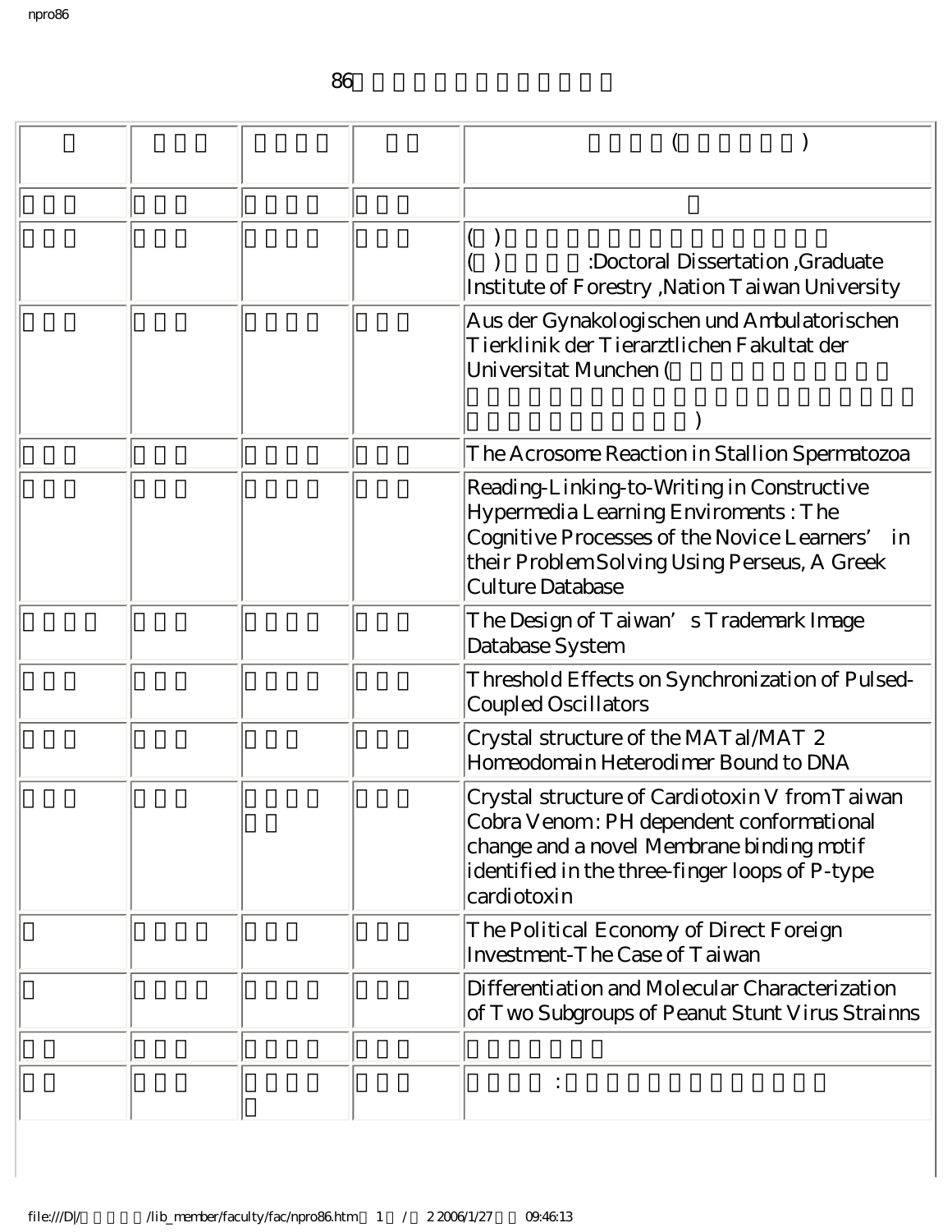# 86

| | | | | ( ) |
|---|---|---|---|---|
| | | | | |
| | | | | ( ) ( ) :Doctoral Dissertation ,Graduate Institute of Forestry ,Nation Taiwan University |
| | | | | Aus der Gynakologischen und Ambulatorischen Tierklinik der Tierarztlichen Fakultat der Universitat Munchen ( ) |
| | | | | The Acrosome Reaction in Stallion Spermatozoa |
| | | | | Reading-Linking-to-Writing in Constructive Hypermedia Learning Enviroments : The Cognitive Processes of the Novice Learners’ in their Problem Solving Using Perseus, A Greek Culture Database |
| | | | | The Design of Taiwan’s Trademark Image Database System |
| | | | | Threshold Effects on Synchronization of Pulsed-Coupled Oscillators |
| | | | | Crystal structure of the MATal/MAT 2 Homeodomain Heterodimer Bound to DNA |
| | | | | Crystal structure of Cardiotoxin V from Taiwan Cobra Venom : PH dependent conformational change and a novel Membrane binding motif identified in the three-finger loops of P-type cardiotoxin |
| | | | | The Political Economy of Direct Foreign Investment-The Case of Taiwan |
| | | | | Differentiation and Molecular Characterization of Two Subgroups of Peanut Stunt Virus Strainns |
| | | | | |
| | | | | : |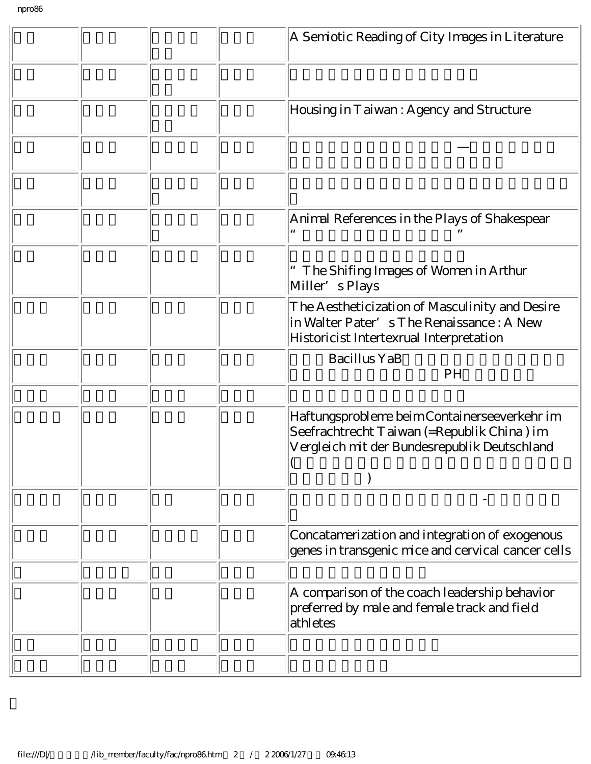| | | | | |
|---|---|---|---|---|
| | | | | A Semiotic Reading of City Images in Literature |
| | | | | |
| | | | | Housing in Taiwan : Agency and Structure |
| | | | | — |
| | | | | |
| | | | | Animal References in the Plays of Shakespear “ ” |
| | | | | “ The Shifing Images of Women in Arthur Miller’ s Plays |
| | | | | The Aestheticization of Masculinity and Desire in Walter Pater’ s The Renaissance : A New Historicist Intertexrual Interpretation |
| | | | | Bacillus YaB PH |
| | | | | |
| | | | | Haftungsprobleme beim Containerseeverkehr im Seefrachtrecht Taiwan (=Republik China ) im Vergleich mit der Bundesrepublik Deutschland ( ) |
| | | | | - |
| | | | | Concatamerization and integration of exogenous genes in transgenic mice and cervical cancer cells |
| | | | | |
| | | | | A comparison of the coach leadership behavior preferred by male and female track and field athletes |
| | | | | |
| | | | | |